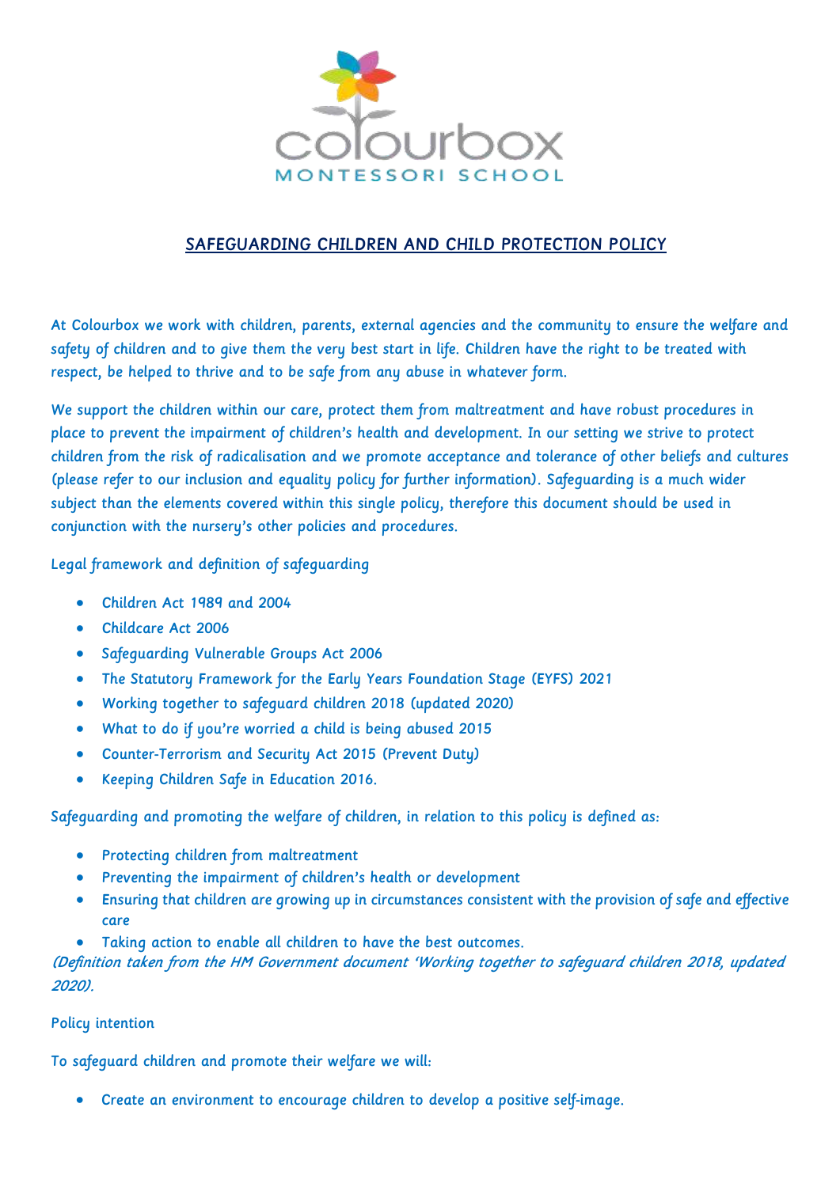# SAFEGUARDING CHILDREN AND CHILD PROTECTION POLICY

At Colourbox we work with children, parents, external agencies and the community to ensure the welfare and safety of children and to give them the very best start in life. Children have the right to be treated with respect, be helped to thrive and to be safe from any abuse in whatever form.

We support the children within our care, protect them from maltreatment and have robust procedures in place to prevent the impairment of children's health and development. In our setting we strive to protect children from the risk of radicalisation and we promote acceptance and tolerance of other beliefs and cultures (please refer to our inclusion and equality policy for further information). Safeguarding is a much wider subject than the elements covered within this single policy, therefore this document should be used in conjunction with the nursery's other policies and procedures.

Legal framework and definition of safeguarding

- Children Act 1989 and 2004
- Childcare Act 2006
- Safeguarding Vulnerable Groups Act 2006
- The Statutory Framework for the Early Years Foundation Stage (EYFS) 2021
- Working together to safeguard children 2018 (updated 2020)
- What to do if you're worried a child is being abused 2015
- Counter-Terrorism and Security Act 2015 (Prevent Duty)
- Keeping Children Safe in Education 2016.

Safeguarding and promoting the welfare of children, in relation to this policy is defined as:

- Protecting children from maltreatment
- Preventing the impairment of children's health or development
- Ensuring that children are growing up in circumstances consistent with the provision of safe and effective care
- Taking action to enable all children to have the best outcomes.

*(Definition taken from the HM Government document 'Working together to safeguard children 2018, updated 2020).*

Policy intention

To safeguard children and promote their welfare we will:

- Create an environment to encourage children to develop a positive self-image.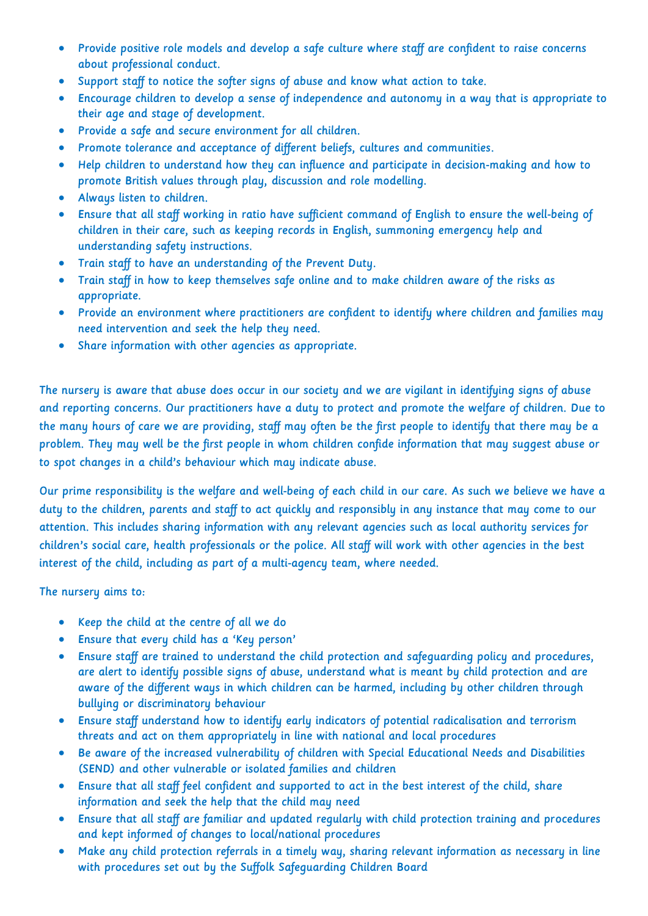- Provide positive role models and develop a safe culture where staff are confident to raise concerns about professional conduct.
- Support staff to notice the softer signs of abuse and know what action to take.
- Encourage children to develop a sense of independence and autonomy in a way that is appropriate to their age and stage of development.
- Provide a safe and secure environment for all children.
- Promote tolerance and acceptance of different beliefs, cultures and communities.
- Help children to understand how they can influence and participate in decision-making and how to promote British values through play, discussion and role modelling.
- Always listen to children.
- Ensure that all staff working in ratio have sufficient command of English to ensure the well-being of children in their care, such as keeping records in English, summoning emergency help and understanding safety instructions.
- Train staff to have an understanding of the Prevent Duty.
- Train staff in how to keep themselves safe online and to make children aware of the risks as appropriate.
- Provide an environment where practitioners are confident to identify where children and families may need intervention and seek the help they need.
- Share information with other agencies as appropriate.

The nursery is aware that abuse does occur in our society and we are vigilant in identifying signs of abuse and reporting concerns. Our practitioners have a duty to protect and promote the welfare of children. Due to the many hours of care we are providing, staff may often be the first people to identify that there may be a problem. They may well be the first people in whom children confide information that may suggest abuse or to spot changes in a child's behaviour which may indicate abuse.

Our prime responsibility is the welfare and well-being of each child in our care. As such we believe we have a duty to the children, parents and staff to act quickly and responsibly in any instance that may come to our attention. This includes sharing information with any relevant agencies such as local authority services for children's social care, health professionals or the police. All staff will work with other agencies in the best interest of the child, including as part of a multi-agency team, where needed.

The nursery aims to:

- Keep the child at the centre of all we do
- Ensure that every child has a 'Key person'
- Ensure staff are trained to understand the child protection and safeguarding policy and procedures, are alert to identify possible signs of abuse, understand what is meant by child protection and are aware of the different ways in which children can be harmed, including by other children through bullying or discriminatory behaviour
- Ensure staff understand how to identify early indicators of potential radicalisation and terrorism threats and act on them appropriately in line with national and local procedures
- Be aware of the increased vulnerability of children with Special Educational Needs and Disabilities (SEND) and other vulnerable or isolated families and children
- Ensure that all staff feel confident and supported to act in the best interest of the child, share information and seek the help that the child may need
- Ensure that all staff are familiar and updated regularly with child protection training and procedures and kept informed of changes to local/national procedures
- Make any child protection referrals in a timely way, sharing relevant information as necessary in line with procedures set out by the Suffolk Safeguarding Children Board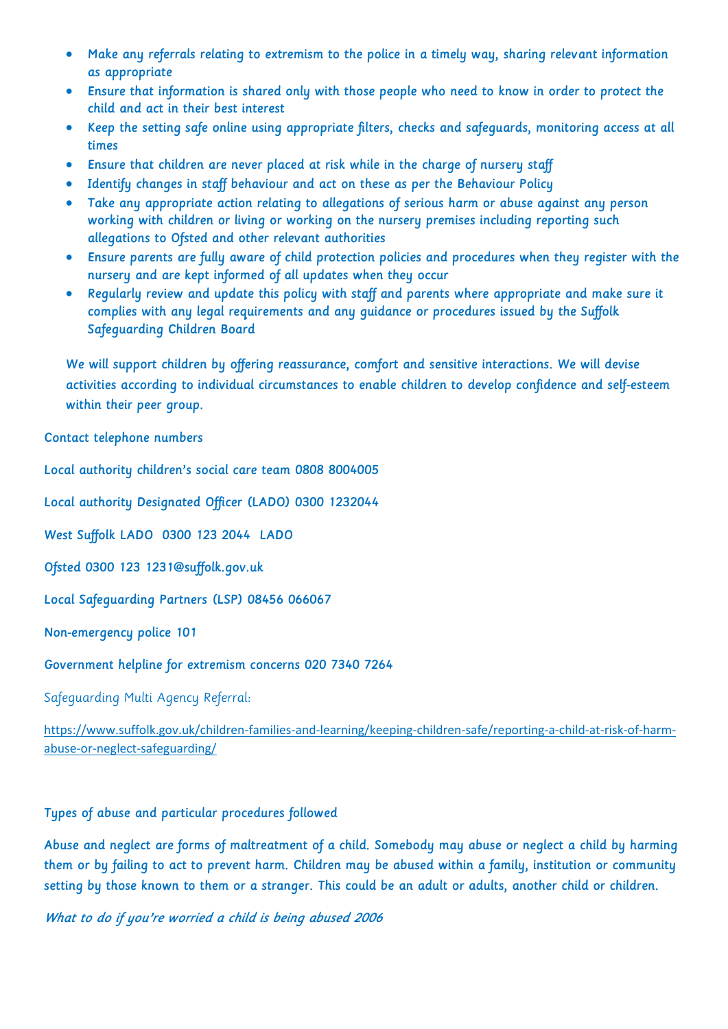- Make any referrals relating to extremism to the police in a timely way, sharing relevant information as appropriate
- Ensure that information is shared only with those people who need to know in order to protect the child and act in their best interest
- Keep the setting safe online using appropriate filters, checks and safeguards, monitoring access at all times
- Ensure that children are never placed at risk while in the charge of nursery staff
- Identify changes in staff behaviour and act on these as per the Behaviour Policy
- Take any appropriate action relating to allegations of serious harm or abuse against any person working with children or living or working on the nursery premises including reporting such allegations to Ofsted and other relevant authorities
- Ensure parents are fully aware of child protection policies and procedures when they register with the nursery and are kept informed of all updates when they occur
- Regularly review and update this policy with staff and parents where appropriate and make sure it complies with any legal requirements and any guidance or procedures issued by the Suffolk Safeguarding Children Board

We will support children by offering reassurance, comfort and sensitive interactions. We will devise activities according to individual circumstances to enable children to develop confidence and self-esteem within their peer group.

Contact telephone numbers

Local authority children's social care team 0808 8004005

Local authority Designated Officer (LADO) 0300 1232044

West Suffolk LADO 0300 123 2044 LADO

Ofsted 0300 123 1231@suffolk.gov.uk

Local Safeguarding Partners (LSP) 08456 066067

Non-emergency police 101

Government helpline for extremism concerns 020 7340 7264

Safeguarding Multi Agency Referral:

https://www.suffolk.gov.uk/children-families-and-learning/keeping-children-safe/reporting-a-child-at-risk-of-harm-abuse-or-neglect-safeguarding/

Types of abuse and particular procedures followed

Abuse and neglect are forms of maltreatment of a child. Somebody may abuse or neglect a child by harming them or by failing to act to prevent harm. Children may be abused within a family, institution or community setting by those known to them or a stranger. This could be an adult or adults, another child or children.

*What to do if you're worried a child is being abused 2006*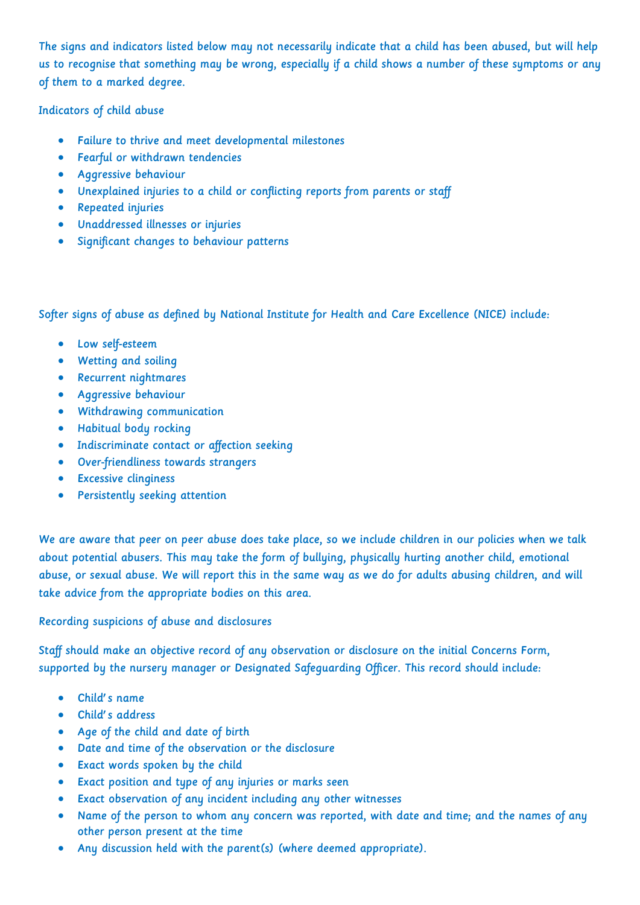The signs and indicators listed below may not necessarily indicate that a child has been abused, but will help us to recognise that something may be wrong, especially if a child shows a number of these symptoms or any of them to a marked degree.

Indicators of child abuse

- Failure to thrive and meet developmental milestones
- Fearful or withdrawn tendencies
- Aggressive behaviour
- Unexplained injuries to a child or conflicting reports from parents or staff
- Repeated injuries
- Unaddressed illnesses or injuries
- Significant changes to behaviour patterns

Softer signs of abuse as defined by National Institute for Health and Care Excellence (NICE) include:

- Low self-esteem
- Wetting and soiling
- Recurrent nightmares
- Aggressive behaviour
- Withdrawing communication
- Habitual body rocking
- Indiscriminate contact or affection seeking
- Over-friendliness towards strangers
- Excessive clinginess
- Persistently seeking attention

We are aware that peer on peer abuse does take place, so we include children in our policies when we talk about potential abusers. This may take the form of bullying, physically hurting another child, emotional abuse, or sexual abuse. We will report this in the same way as we do for adults abusing children, and will take advice from the appropriate bodies on this area.

Recording suspicions of abuse and disclosures

Staff should make an objective record of any observation or disclosure on the initial Concerns Form, supported by the nursery manager or Designated Safeguarding Officer. This record should include:

- Child's name
- Child's address
- Age of the child and date of birth
- Date and time of the observation or the disclosure
- Exact words spoken by the child
- Exact position and type of any injuries or marks seen
- Exact observation of any incident including any other witnesses
- Name of the person to whom any concern was reported, with date and time; and the names of any other person present at the time
- Any discussion held with the parent(s) (where deemed appropriate).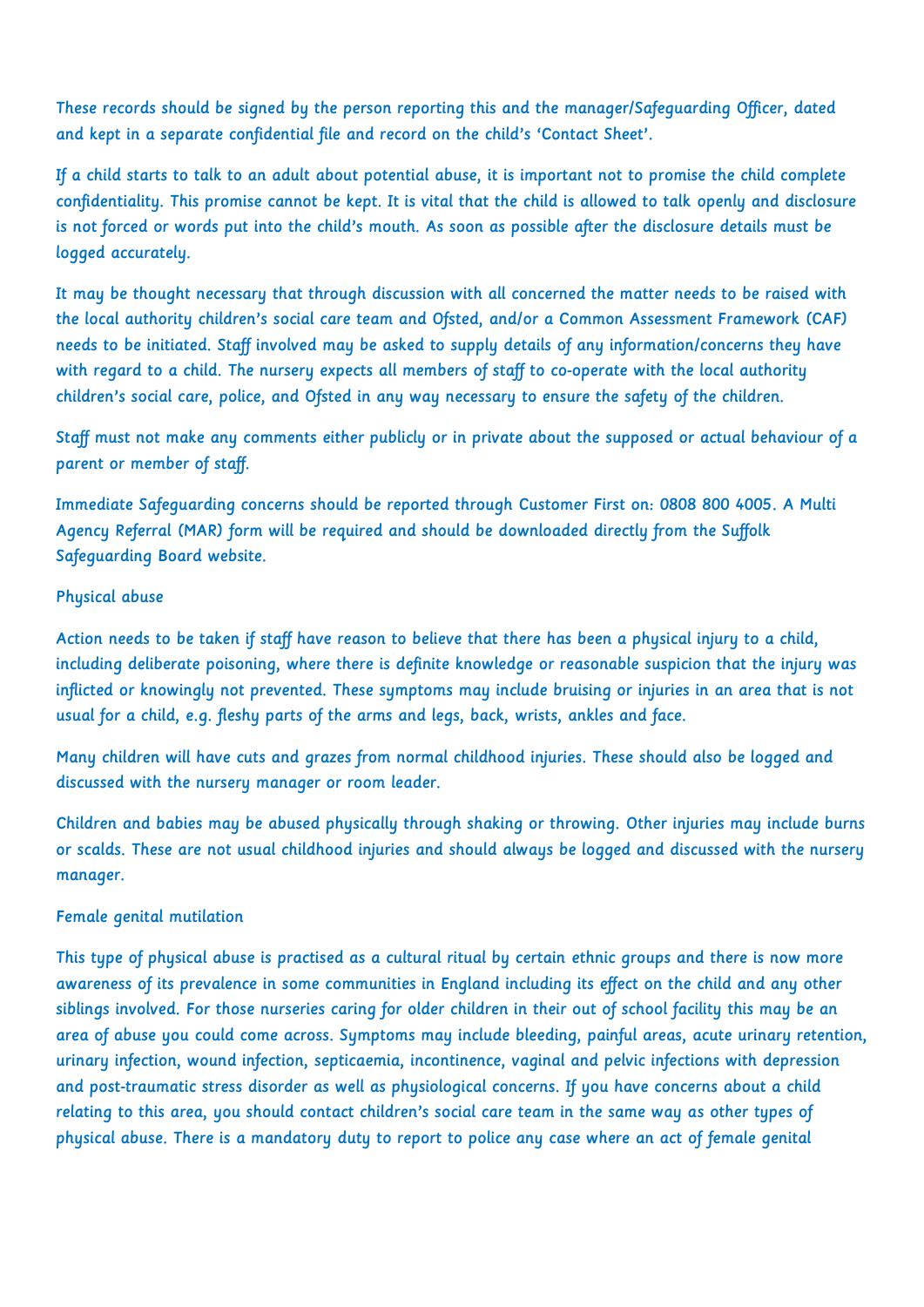These records should be signed by the person reporting this and the manager/Safeguarding Officer, dated and kept in a separate confidential file and record on the child's 'Contact Sheet'.

If a child starts to talk to an adult about potential abuse, it is important not to promise the child complete confidentiality. This promise cannot be kept. It is vital that the child is allowed to talk openly and disclosure is not forced or words put into the child's mouth. As soon as possible after the disclosure details must be logged accurately.

It may be thought necessary that through discussion with all concerned the matter needs to be raised with the local authority children's social care team and Ofsted, and/or a Common Assessment Framework (CAF) needs to be initiated. Staff involved may be asked to supply details of any information/concerns they have with regard to a child. The nursery expects all members of staff to co-operate with the local authority children's social care, police, and Ofsted in any way necessary to ensure the safety of the children.

Staff must not make any comments either publicly or in private about the supposed or actual behaviour of a parent or member of staff.

Immediate Safeguarding concerns should be reported through Customer First on: 0808 800 4005. A Multi Agency Referral (MAR) form will be required and should be downloaded directly from the Suffolk Safeguarding Board website.

### Physical abuse

Action needs to be taken if staff have reason to believe that there has been a physical injury to a child, including deliberate poisoning, where there is definite knowledge or reasonable suspicion that the injury was inflicted or knowingly not prevented. These symptoms may include bruising or injuries in an area that is not usual for a child, e.g. fleshy parts of the arms and legs, back, wrists, ankles and face.

Many children will have cuts and grazes from normal childhood injuries. These should also be logged and discussed with the nursery manager or room leader.

Children and babies may be abused physically through shaking or throwing. Other injuries may include burns or scalds. These are not usual childhood injuries and should always be logged and discussed with the nursery manager.

### Female genital mutilation

This type of physical abuse is practised as a cultural ritual by certain ethnic groups and there is now more awareness of its prevalence in some communities in England including its effect on the child and any other siblings involved. For those nurseries caring for older children in their out of school facility this may be an area of abuse you could come across. Symptoms may include bleeding, painful areas, acute urinary retention, urinary infection, wound infection, septicaemia, incontinence, vaginal and pelvic infections with depression and post-traumatic stress disorder as well as physiological concerns. If you have concerns about a child relating to this area, you should contact children's social care team in the same way as other types of physical abuse. There is a mandatory duty to report to police any case where an act of female genital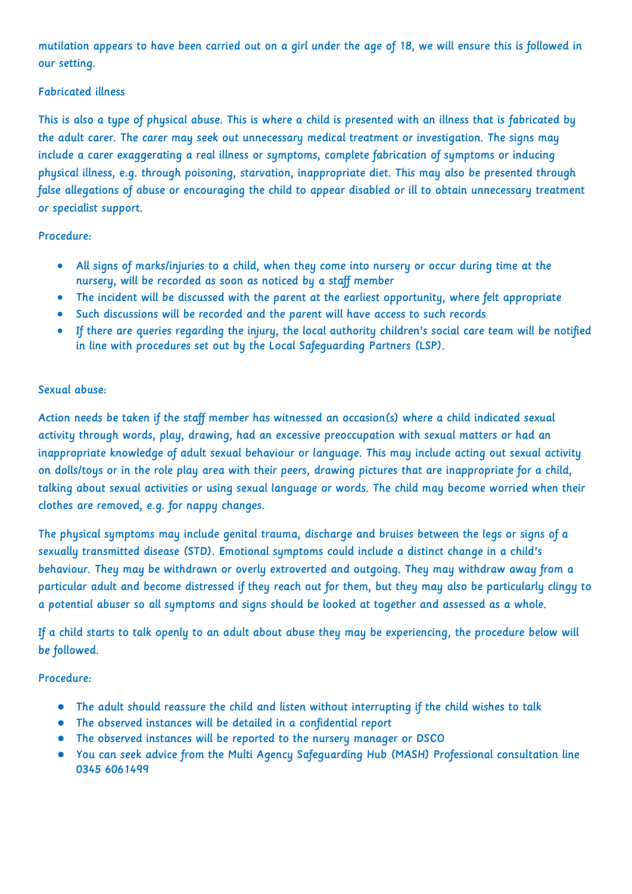mutilation appears to have been carried out on a girl under the age of 18, we will ensure this is followed in our setting.

Fabricated illness

This is also a type of physical abuse. This is where a child is presented with an illness that is fabricated by the adult carer. The carer may seek out unnecessary medical treatment or investigation. The signs may include a carer exaggerating a real illness or symptoms, complete fabrication of symptoms or inducing physical illness, e.g. through poisoning, starvation, inappropriate diet. This may also be presented through false allegations of abuse or encouraging the child to appear disabled or ill to obtain unnecessary treatment or specialist support.

Procedure:

- All signs of marks/injuries to a child, when they come into nursery or occur during time at the nursery, will be recorded as soon as noticed by a staff member
- The incident will be discussed with the parent at the earliest opportunity, where felt appropriate
- Such discussions will be recorded and the parent will have access to such records
- If there are queries regarding the injury, the local authority children's social care team will be notified in line with procedures set out by the Local Safeguarding Partners (LSP).

Sexual abuse:

Action needs be taken if the staff member has witnessed an occasion(s) where a child indicated sexual activity through words, play, drawing, had an excessive preoccupation with sexual matters or had an inappropriate knowledge of adult sexual behaviour or language. This may include acting out sexual activity on dolls/toys or in the role play area with their peers, drawing pictures that are inappropriate for a child, talking about sexual activities or using sexual language or words. The child may become worried when their clothes are removed, e.g. for nappy changes.

The physical symptoms may include genital trauma, discharge and bruises between the legs or signs of a sexually transmitted disease (STD). Emotional symptoms could include a distinct change in a child's behaviour. They may be withdrawn or overly extroverted and outgoing. They may withdraw away from a particular adult and become distressed if they reach out for them, but they may also be particularly clingy to a potential abuser so all symptoms and signs should be looked at together and assessed as a whole.

If a child starts to talk openly to an adult about abuse they may be experiencing, the procedure below will be followed.

Procedure:

- The adult should reassure the child and listen without interrupting if the child wishes to talk
- The observed instances will be detailed in a confidential report
- The observed instances will be reported to the nursery manager or DSCO
- You can seek advice from the Multi Agency Safeguarding Hub (MASH) Professional consultation line 0345 6061499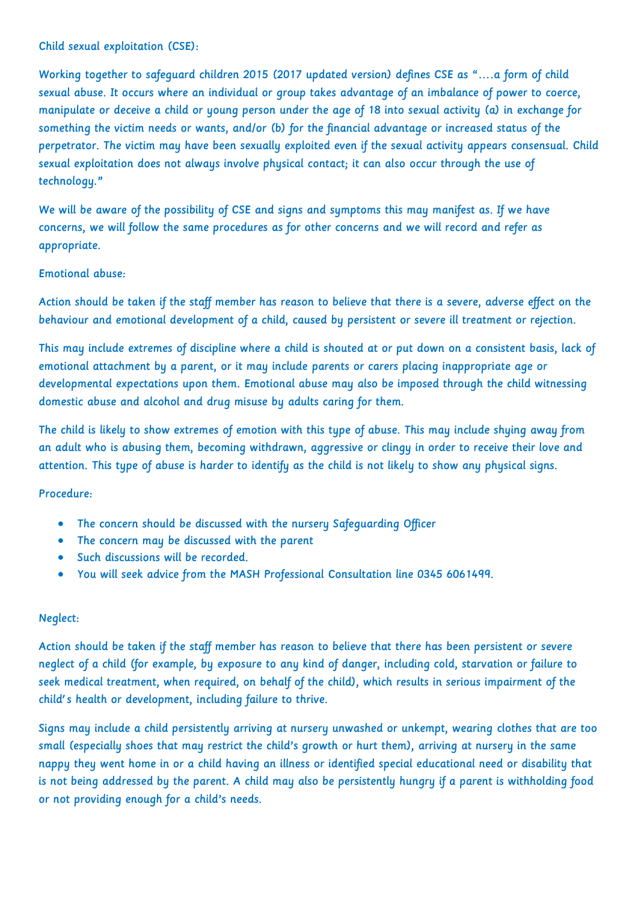Child sexual exploitation (CSE):

Working together to safeguard children 2015 (2017 updated version) defines CSE as "….a form of child sexual abuse. It occurs where an individual or group takes advantage of an imbalance of power to coerce, manipulate or deceive a child or young person under the age of 18 into sexual activity (a) in exchange for something the victim needs or wants, and/or (b) for the financial advantage or increased status of the perpetrator. The victim may have been sexually exploited even if the sexual activity appears consensual. Child sexual exploitation does not always involve physical contact; it can also occur through the use of technology."

We will be aware of the possibility of CSE and signs and symptoms this may manifest as. If we have concerns, we will follow the same procedures as for other concerns and we will record and refer as appropriate.

Emotional abuse:

Action should be taken if the staff member has reason to believe that there is a severe, adverse effect on the behaviour and emotional development of a child, caused by persistent or severe ill treatment or rejection.

This may include extremes of discipline where a child is shouted at or put down on a consistent basis, lack of emotional attachment by a parent, or it may include parents or carers placing inappropriate age or developmental expectations upon them. Emotional abuse may also be imposed through the child witnessing domestic abuse and alcohol and drug misuse by adults caring for them.

The child is likely to show extremes of emotion with this type of abuse. This may include shying away from an adult who is abusing them, becoming withdrawn, aggressive or clingy in order to receive their love and attention. This type of abuse is harder to identify as the child is not likely to show any physical signs.

Procedure:

- The concern should be discussed with the nursery Safeguarding Officer
- The concern may be discussed with the parent
- Such discussions will be recorded.
- You will seek advice from the MASH Professional Consultation line 0345 6061499.

Neglect:

Action should be taken if the staff member has reason to believe that there has been persistent or severe neglect of a child (for example, by exposure to any kind of danger, including cold, starvation or failure to seek medical treatment, when required, on behalf of the child), which results in serious impairment of the child's health or development, including failure to thrive.

Signs may include a child persistently arriving at nursery unwashed or unkempt, wearing clothes that are too small (especially shoes that may restrict the child's growth or hurt them), arriving at nursery in the same nappy they went home in or a child having an illness or identified special educational need or disability that is not being addressed by the parent. A child may also be persistently hungry if a parent is withholding food or not providing enough for a child's needs.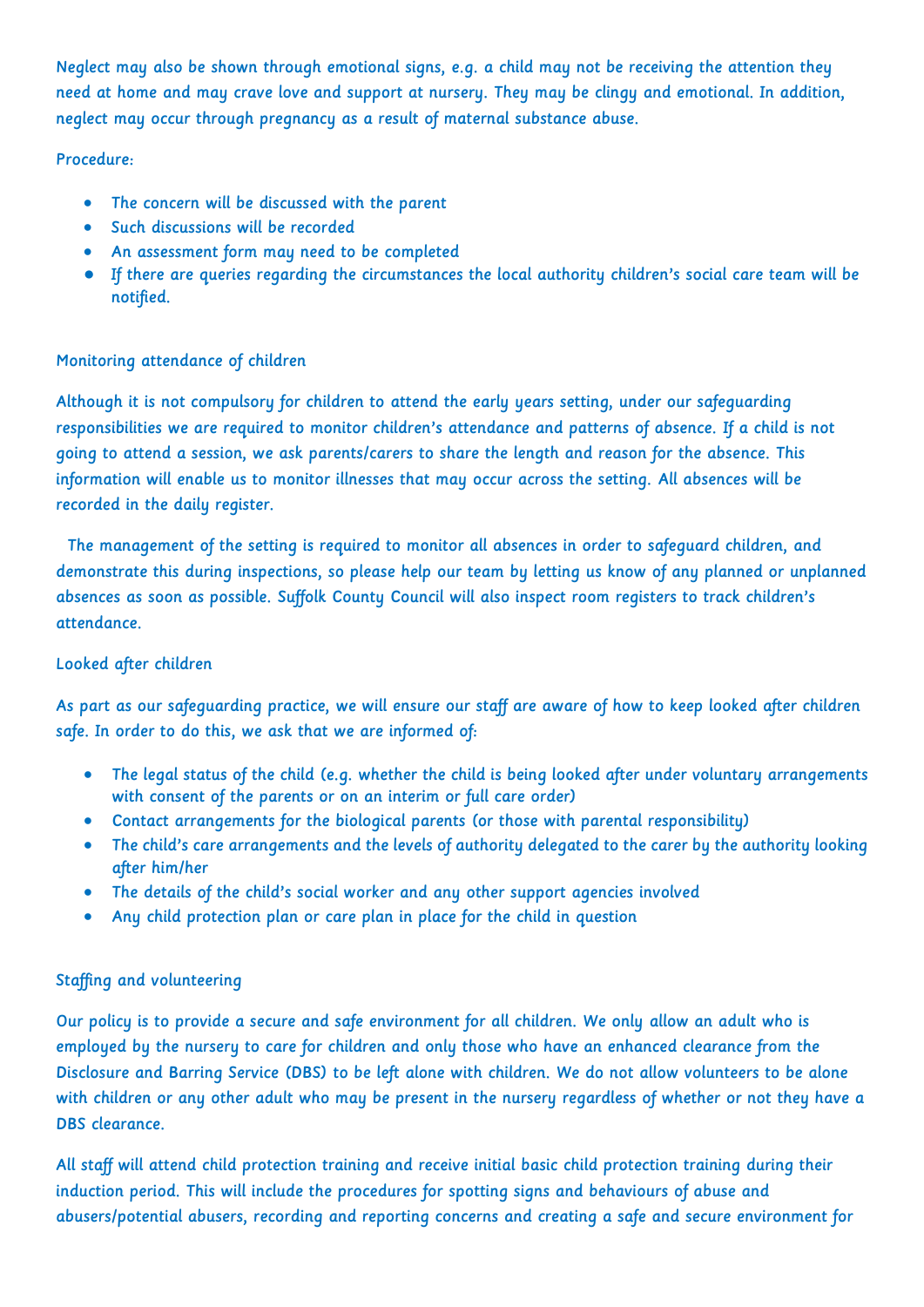Neglect may also be shown through emotional signs, e.g. a child may not be receiving the attention they need at home and may crave love and support at nursery. They may be clingy and emotional. In addition, neglect may occur through pregnancy as a result of maternal substance abuse.

Procedure:

- The concern will be discussed with the parent
- Such discussions will be recorded
- An assessment form may need to be completed
- If there are queries regarding the circumstances the local authority children's social care team will be notified.

## Monitoring attendance of children

Although it is not compulsory for children to attend the early years setting, under our safeguarding responsibilities we are required to monitor children's attendance and patterns of absence. If a child is not going to attend a session, we ask parents/carers to share the length and reason for the absence. This information will enable us to monitor illnesses that may occur across the setting. All absences will be recorded in the daily register.

The management of the setting is required to monitor all absences in order to safeguard children, and demonstrate this during inspections, so please help our team by letting us know of any planned or unplanned absences as soon as possible. Suffolk County Council will also inspect room registers to track children's attendance.

## Looked after children

As part as our safeguarding practice, we will ensure our staff are aware of how to keep looked after children safe. In order to do this, we ask that we are informed of:

- The legal status of the child (e.g. whether the child is being looked after under voluntary arrangements with consent of the parents or on an interim or full care order)
- Contact arrangements for the biological parents (or those with parental responsibility)
- The child's care arrangements and the levels of authority delegated to the carer by the authority looking after him/her
- The details of the child's social worker and any other support agencies involved
- Any child protection plan or care plan in place for the child in question

## Staffing and volunteering

Our policy is to provide a secure and safe environment for all children. We only allow an adult who is employed by the nursery to care for children and only those who have an enhanced clearance from the Disclosure and Barring Service (DBS) to be left alone with children. We do not allow volunteers to be alone with children or any other adult who may be present in the nursery regardless of whether or not they have a DBS clearance.

All staff will attend child protection training and receive initial basic child protection training during their induction period. This will include the procedures for spotting signs and behaviours of abuse and abusers/potential abusers, recording and reporting concerns and creating a safe and secure environment for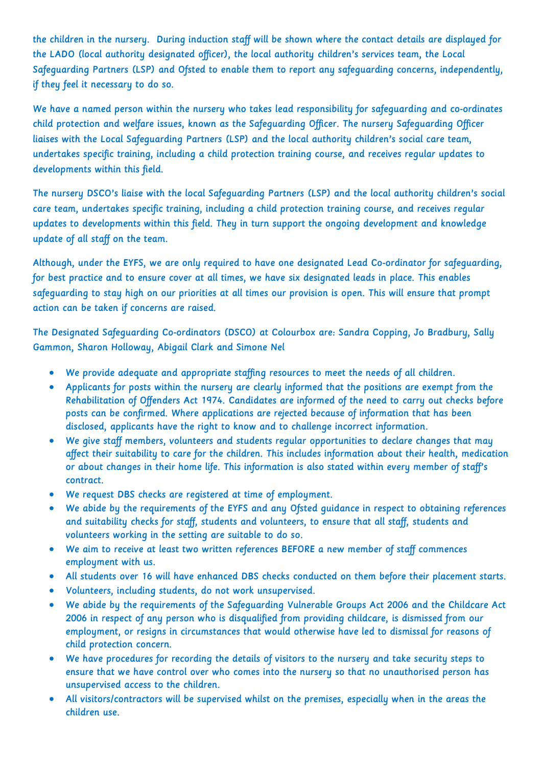the children in the nursery. During induction staff will be shown where the contact details are displayed for the LADO (local authority designated officer), the local authority children's services team, the Local Safeguarding Partners (LSP) and Ofsted to enable them to report any safeguarding concerns, independently, if they feel it necessary to do so.

We have a named person within the nursery who takes lead responsibility for safeguarding and co-ordinates child protection and welfare issues, known as the Safeguarding Officer. The nursery Safeguarding Officer liaises with the Local Safeguarding Partners (LSP) and the local authority children's social care team, undertakes specific training, including a child protection training course, and receives regular updates to developments within this field.

The nursery DSCO's liaise with the local Safeguarding Partners (LSP) and the local authority children's social care team, undertakes specific training, including a child protection training course, and receives regular updates to developments within this field. They in turn support the ongoing development and knowledge update of all staff on the team.

Although, under the EYFS, we are only required to have one designated Lead Co-ordinator for safeguarding, for best practice and to ensure cover at all times, we have six designated leads in place. This enables safeguarding to stay high on our priorities at all times our provision is open. This will ensure that prompt action can be taken if concerns are raised.

The Designated Safeguarding Co-ordinators (DSCO) at Colourbox are: Sandra Copping, Jo Bradbury, Sally Gammon, Sharon Holloway, Abigail Clark and Simone Nel

- We provide adequate and appropriate staffing resources to meet the needs of all children.
- Applicants for posts within the nursery are clearly informed that the positions are exempt from the Rehabilitation of Offenders Act 1974. Candidates are informed of the need to carry out checks before posts can be confirmed. Where applications are rejected because of information that has been disclosed, applicants have the right to know and to challenge incorrect information.
- We give staff members, volunteers and students regular opportunities to declare changes that may affect their suitability to care for the children. This includes information about their health, medication or about changes in their home life. This information is also stated within every member of staff's contract.
- We request DBS checks are registered at time of employment.
- We abide by the requirements of the EYFS and any Ofsted guidance in respect to obtaining references and suitability checks for staff, students and volunteers, to ensure that all staff, students and volunteers working in the setting are suitable to do so.
- We aim to receive at least two written references BEFORE a new member of staff commences employment with us.
- All students over 16 will have enhanced DBS checks conducted on them before their placement starts.
- Volunteers, including students, do not work unsupervised.
- We abide by the requirements of the Safeguarding Vulnerable Groups Act 2006 and the Childcare Act 2006 in respect of any person who is disqualified from providing childcare, is dismissed from our employment, or resigns in circumstances that would otherwise have led to dismissal for reasons of child protection concern.
- We have procedures for recording the details of visitors to the nursery and take security steps to ensure that we have control over who comes into the nursery so that no unauthorised person has unsupervised access to the children.
- All visitors/contractors will be supervised whilst on the premises, especially when in the areas the children use.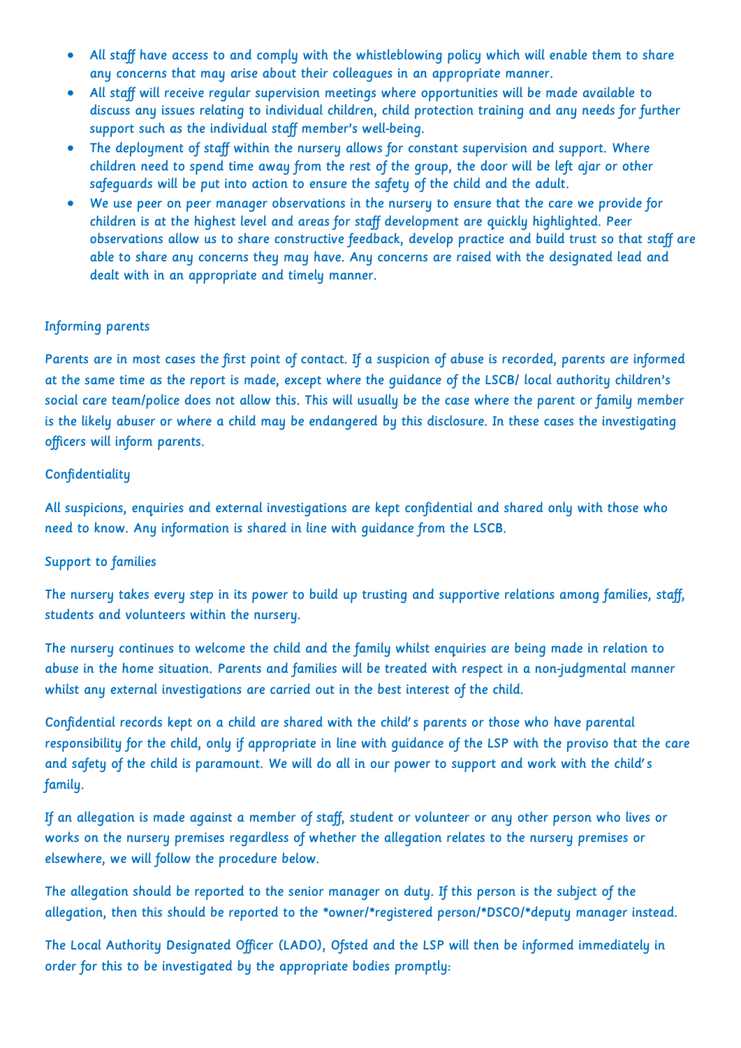- All staff have access to and comply with the whistleblowing policy which will enable them to share any concerns that may arise about their colleagues in an appropriate manner.
- All staff will receive regular supervision meetings where opportunities will be made available to discuss any issues relating to individual children, child protection training and any needs for further support such as the individual staff member's well-being.
- The deployment of staff within the nursery allows for constant supervision and support. Where children need to spend time away from the rest of the group, the door will be left ajar or other safeguards will be put into action to ensure the safety of the child and the adult.
- We use peer on peer manager observations in the nursery to ensure that the care we provide for children is at the highest level and areas for staff development are quickly highlighted. Peer observations allow us to share constructive feedback, develop practice and build trust so that staff are able to share any concerns they may have. Any concerns are raised with the designated lead and dealt with in an appropriate and timely manner.

Informing parents

Parents are in most cases the first point of contact. If a suspicion of abuse is recorded, parents are informed at the same time as the report is made, except where the guidance of the LSCB/ local authority children's social care team/police does not allow this. This will usually be the case where the parent or family member is the likely abuser or where a child may be endangered by this disclosure. In these cases the investigating officers will inform parents.

Confidentiality

All suspicions, enquiries and external investigations are kept confidential and shared only with those who need to know. Any information is shared in line with guidance from the LSCB.

Support to families

The nursery takes every step in its power to build up trusting and supportive relations among families, staff, students and volunteers within the nursery.

The nursery continues to welcome the child and the family whilst enquiries are being made in relation to abuse in the home situation. Parents and families will be treated with respect in a non-judgmental manner whilst any external investigations are carried out in the best interest of the child.

Confidential records kept on a child are shared with the child's parents or those who have parental responsibility for the child, only if appropriate in line with guidance of the LSP with the proviso that the care and safety of the child is paramount. We will do all in our power to support and work with the child's family.

If an allegation is made against a member of staff, student or volunteer or any other person who lives or works on the nursery premises regardless of whether the allegation relates to the nursery premises or elsewhere, we will follow the procedure below.

The allegation should be reported to the senior manager on duty. If this person is the subject of the allegation, then this should be reported to the *owner/*registered person/*DSCO/*deputy manager instead.

The Local Authority Designated Officer (LADO), Ofsted and the LSP will then be informed immediately in order for this to be investigated by the appropriate bodies promptly: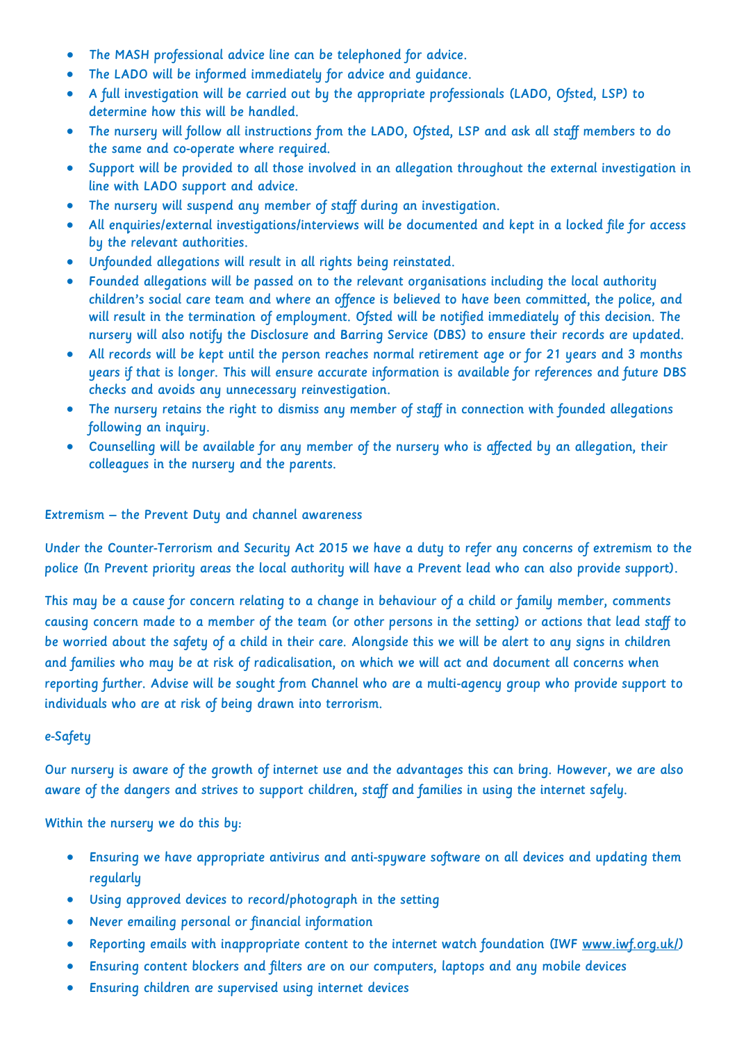- The MASH professional advice line can be telephoned for advice.
- The LADO will be informed immediately for advice and guidance.
- A full investigation will be carried out by the appropriate professionals (LADO, Ofsted, LSP) to determine how this will be handled.
- The nursery will follow all instructions from the LADO, Ofsted, LSP and ask all staff members to do the same and co-operate where required.
- Support will be provided to all those involved in an allegation throughout the external investigation in line with LADO support and advice.
- The nursery will suspend any member of staff during an investigation.
- All enquiries/external investigations/interviews will be documented and kept in a locked file for access by the relevant authorities.
- Unfounded allegations will result in all rights being reinstated.
- Founded allegations will be passed on to the relevant organisations including the local authority children's social care team and where an offence is believed to have been committed, the police, and will result in the termination of employment. Ofsted will be notified immediately of this decision. The nursery will also notify the Disclosure and Barring Service (DBS) to ensure their records are updated.
- All records will be kept until the person reaches normal retirement age or for 21 years and 3 months years if that is longer. This will ensure accurate information is available for references and future DBS checks and avoids any unnecessary reinvestigation.
- The nursery retains the right to dismiss any member of staff in connection with founded allegations following an inquiry.
- Counselling will be available for any member of the nursery who is affected by an allegation, their colleagues in the nursery and the parents.

## Extremism – the Prevent Duty and channel awareness

Under the Counter-Terrorism and Security Act 2015 we have a duty to refer any concerns of extremism to the police (In Prevent priority areas the local authority will have a Prevent lead who can also provide support).

This may be a cause for concern relating to a change in behaviour of a child or family member, comments causing concern made to a member of the team (or other persons in the setting) or actions that lead staff to be worried about the safety of a child in their care. Alongside this we will be alert to any signs in children and families who may be at risk of radicalisation, on which we will act and document all concerns when reporting further. Advise will be sought from Channel who are a multi-agency group who provide support to individuals who are at risk of being drawn into terrorism.

## e-Safety

Our nursery is aware of the growth of internet use and the advantages this can bring. However, we are also aware of the dangers and strives to support children, staff and families in using the internet safely.

Within the nursery we do this by:

- Ensuring we have appropriate antivirus and anti-spyware software on all devices and updating them regularly
- Using approved devices to record/photograph in the setting
- Never emailing personal or financial information
- Reporting emails with inappropriate content to the internet watch foundation (IWF www.iwf.org.uk/)
- Ensuring content blockers and filters are on our computers, laptops and any mobile devices
- Ensuring children are supervised using internet devices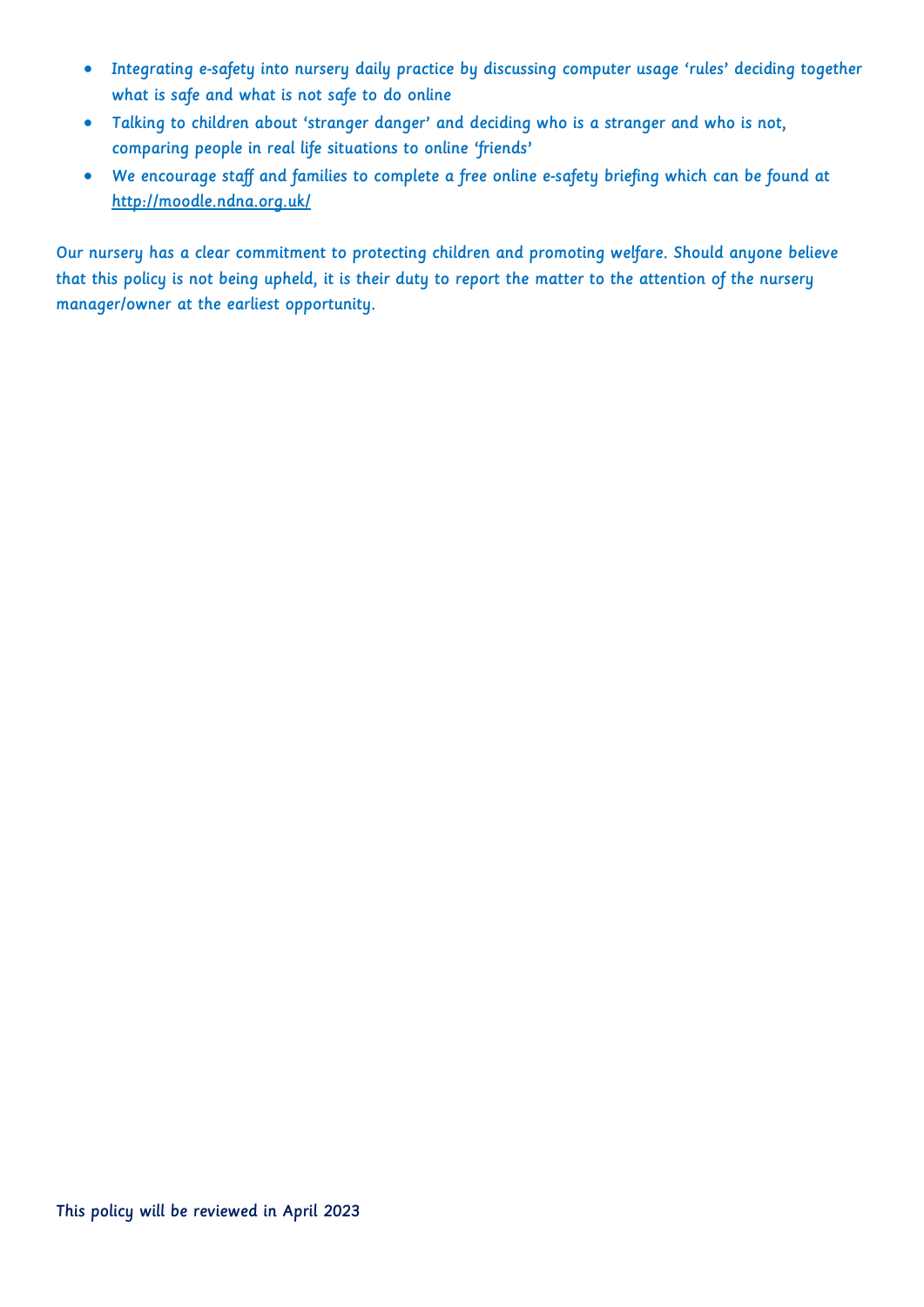- Integrating e-safety into nursery daily practice by discussing computer usage 'rules' deciding together what is safe and what is not safe to do online
- Talking to children about 'stranger danger' and deciding who is a stranger and who is not, comparing people in real life situations to online 'friends'
- We encourage staff and families to complete a free online e-safety briefing which can be found at http://moodle.ndna.org.uk/

Our nursery has a clear commitment to protecting children and promoting welfare. Should anyone believe that this policy is not being upheld, it is their duty to report the matter to the attention of the nursery manager/owner at the earliest opportunity.

This policy will be reviewed in April 2023